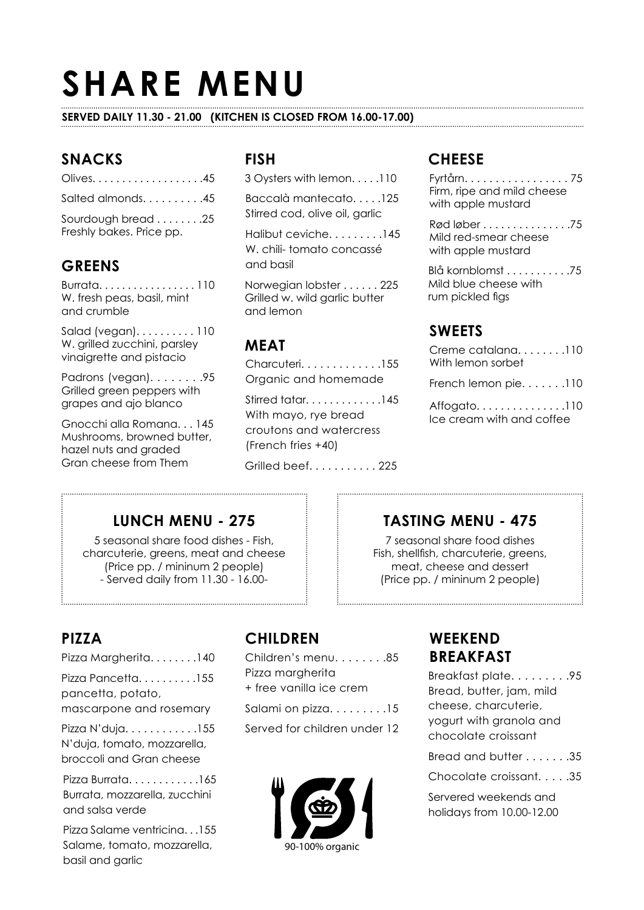# SHARE MENU

**SERVED DAILY 11.30 - 21.00 (KITCHEN IS CLOSED FROM 16.00-17.00)**

## SNACKS

Olives. . . . . . . . . . . . . . . . . . .45

Salted almonds. . . . . . . . . . .45

Sourdough bread . . . . . . . .25
Freshly bakes. Price pp.

## GREENS

Burrata. . . . . . . . . . . . . . . . . 110
W. fresh peas, basil, mint and crumble

Salad (vegan). . . . . . . . . . 110
W. grilled zucchini, parsley vinaigrette and pistacio

Padrons (vegan). . . . . . . . .95
Grilled green peppers with grapes and ajo blanco

Gnocchi alla Romana. . . 145
Mushrooms, browned butter, hazel nuts and graded Gran cheese from Them

## FISH

3 Oysters with lemon. . . . .110

Baccalà mantecato. . . . .125
Stirred cod, olive oil, garlic

Halibut ceviche. . . . . . . . .145
W. chili- tomato concassé and basil

Norwegian lobster . . . . . . 225
Grilled w. wild garlic butter and lemon

## MEAT

Charcuteri. . . . . . . . . . . . .155
Organic and homemade

Stirred tatar. . . . . . . . . . . . .145
With mayo, rye bread croutons and watercress
(French fries +40)

Grilled beef. . . . . . . . . . . 225

## CHEESE

Fyrtårn. . . . . . . . . . . . . . . . . 75
Firm, ripe and mild cheese with apple mustard

Rød løber . . . . . . . . . . . . . . .75
Mild red-smear cheese with apple mustard

Blå kornblomst . . . . . . . . . . .75
Mild blue cheese with rum pickled figs

## SWEETS

Creme catalana. . . . . . . .110
With lemon sorbet

French lemon pie. . . . . . .110

Affogato. . . . . . . . . . . . . . .110
Ice cream with and coffee

## LUNCH MENU - 275

5 seasonal share food dishes - Fish, charcuterie, greens, meat and cheese
(Price pp. / mininum 2 people)
- Served daily from 11.30 - 16.00-

## TASTING MENU - 475

7 seasonal share food dishes
Fish, shellfish, charcuterie, greens, meat, cheese and dessert
(Price pp. / mininum 2 people)

## PIZZA

Pizza Margherita. . . . . . . .140

Pizza Pancetta. . . . . . . . . .155
pancetta, potato, mascarpone and rosemary

Pizza N'duja. . . . . . . . . . . .155
N'duja, tomato, mozzarella, broccoli and Gran cheese

Pizza Burrata. . . . . . . . . . .165
Burrata, mozzarella, zucchini and salsa verde

Pizza Salame ventricina. . .155
Salame, tomato, mozzarella, basil and garlic

## CHILDREN

Children's menu. . . . . . . .85
Pizza margherita
+ free vanilla ice crem

Salami on pizza. . . . . . . . .15

Served for children under 12

90-100% organic

## WEEKEND BREAKFAST

Breakfast plate. . . . . . . . .95
Bread, butter, jam, mild cheese, charcuterie, yogurt with granola and chocolate croissant

Bread and butter . . . . . . .35

Chocolate croissant. . . . .35

Servered weekends and holidays from 10.00-12.00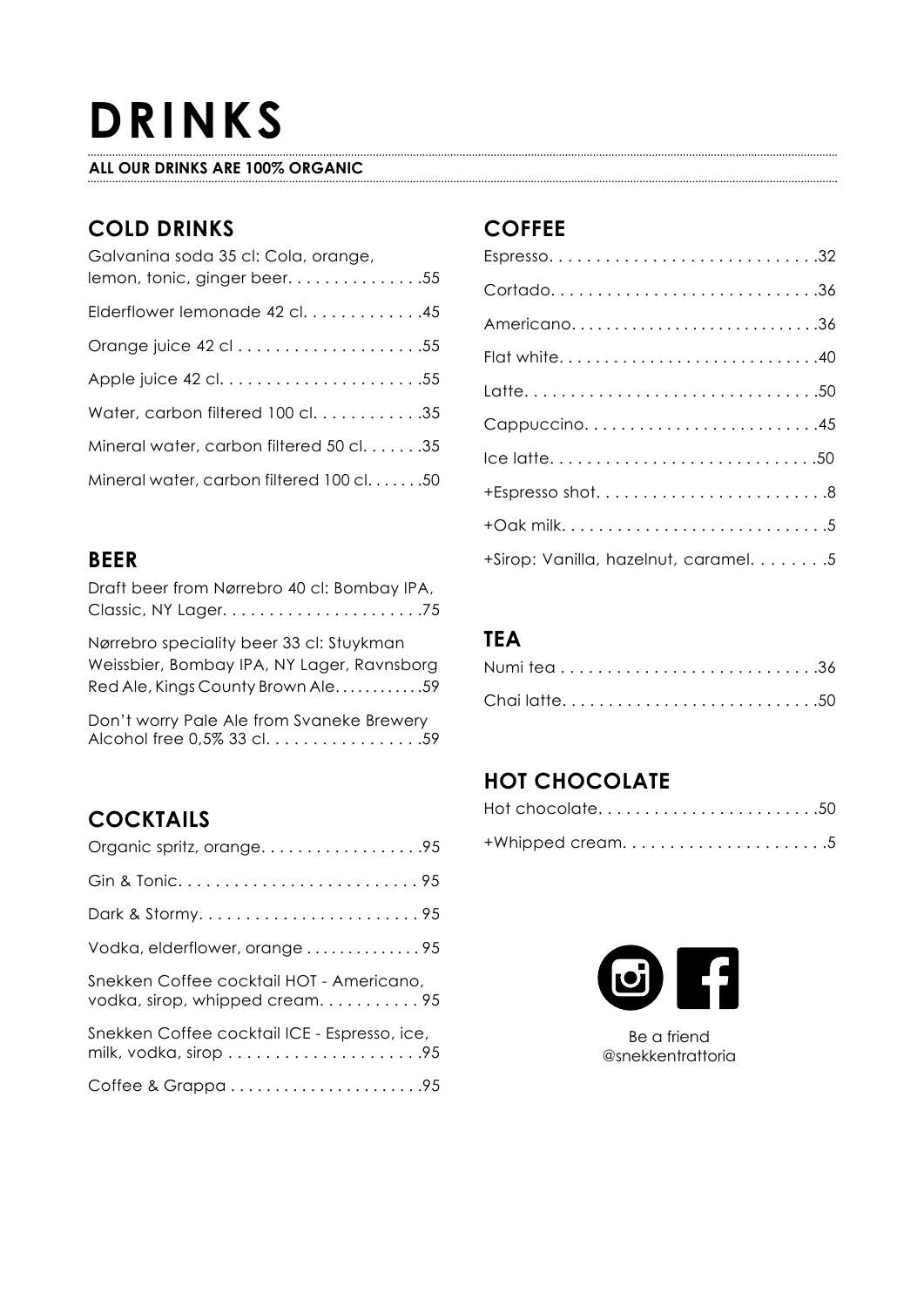# DRINKS

**ALL OUR DRINKS ARE 100% ORGANIC**

## COLD DRINKS

- Galvanina soda 35 cl: Cola, orange, lemon, tonic, ginger beer. . . . . . . . . . . . . . .55
- Elderflower lemonade 42 cl. . . . . . . . . . . . .45
- Orange juice 42 cl . . . . . . . . . . . . . . . . . . . .55
- Apple juice 42 cl. . . . . . . . . . . . . . . . . . . . . .55
- Water, carbon filtered 100 cl. . . . . . . . . . . .35
- Mineral water, carbon filtered 50 cl. . . . . . .35
- Mineral water, carbon filtered 100 cl. . . . . . .50

## BEER

- Draft beer from Nørrebro 40 cl: Bombay IPA, Classic, NY Lager. . . . . . . . . . . . . . . . . . . . . .75
- Nørrebro speciality beer 33 cl: Stuykman Weissbier, Bombay IPA, NY Lager, Ravnsborg Red Ale, Kings County Brown Ale. . . . . . . . . . . .59
- Don't worry Pale Ale from Svaneke Brewery Alcohol free 0,5% 33 cl. . . . . . . . . . . . . . . . . .59

## COCKTAILS

- Organic spritz, orange. . . . . . . . . . . . . . . . . .95
- Gin & Tonic. . . . . . . . . . . . . . . . . . . . . . . . . . 95
- Dark & Stormy. . . . . . . . . . . . . . . . . . . . . . . . 95
- Vodka, elderflower, orange . . . . . . . . . . . . . 95
- Snekken Coffee cocktail HOT - Americano, vodka, sirop, whipped cream. . . . . . . . . . . 95
- Snekken Coffee cocktail ICE - Espresso, ice, milk, vodka, sirop . . . . . . . . . . . . . . . . . . . . .95
- Coffee & Grappa . . . . . . . . . . . . . . . . . . . . . .95

## COFFEE

- Espresso. . . . . . . . . . . . . . . . . . . . . . . . . . . . .32
- Cortado. . . . . . . . . . . . . . . . . . . . . . . . . . . . .36
- Americano. . . . . . . . . . . . . . . . . . . . . . . . . . . .36
- Flat white. . . . . . . . . . . . . . . . . . . . . . . . . . . .40
- Latte. . . . . . . . . . . . . . . . . . . . . . . . . . . . . . . .50
- Cappuccino. . . . . . . . . . . . . . . . . . . . . . . . . .45
- Ice latte. . . . . . . . . . . . . . . . . . . . . . . . . . . . .50
- +Espresso shot. . . . . . . . . . . . . . . . . . . . . . . . .8
- +Oak milk. . . . . . . . . . . . . . . . . . . . . . . . . . . . .5
- +Sirop: Vanilla, hazelnut, caramel. . . . . . . .5

## TEA

- Numi tea . . . . . . . . . . . . . . . . . . . . . . . . . . . .36
- Chai latte. . . . . . . . . . . . . . . . . . . . . . . . . . . .50

## HOT CHOCOLATE

- Hot chocolate. . . . . . . . . . . . . . . . . . . . . . . .50
- +Whipped cream. . . . . . . . . . . . . . . . . . . . . .5

Be a friend
@snekkentrattoria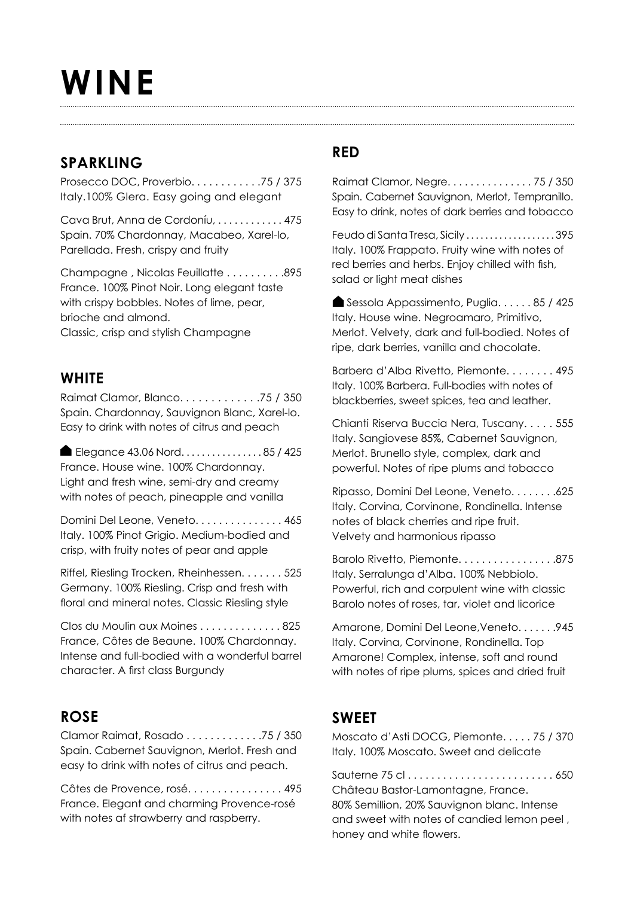# WINE

## SPARKLING

Prosecco DOC, Proverbio. . . . . . . . . . . .75 / 375
Italy.100% Glera. Easy going and elegant

Cava Brut, Anna de Cordoníu, . . . . . . . . . . . . 475
Spain. 70% Chardonnay, Macabeo, Xarel-lo, Parellada. Fresh, crispy and fruity

Champagne , Nicolas Feuillatte . . . . . . . . . .895
France. 100% Pinot Noir. Long elegant taste with crispy bobbles. Notes of lime, pear, brioche and almond.
Classic, crisp and stylish Champagne

## WHITE

Raimat Clamor, Blanco. . . . . . . . . . . . .75 / 350
Spain. Chardonnay, Sauvignon Blanc, Xarel-lo. Easy to drink with notes of citrus and peach

Elegance 43.06 Nord. . . . . . . . . . . . . . . 85 / 425
France. House wine. 100% Chardonnay. Light and fresh wine, semi-dry and creamy with notes of peach, pineapple and vanilla

Domini Del Leone, Veneto. . . . . . . . . . . . . . . 465
Italy. 100% Pinot Grigio. Medium-bodied and crisp, with fruity notes of pear and apple

Riffel, Riesling Trocken, Rheinhessen. . . . . . . 525
Germany. 100% Riesling. Crisp and fresh with floral and mineral notes. Classic Riesling style

Clos du Moulin aux Moines . . . . . . . . . . . . . . 825
France, Côtes de Beaune. 100% Chardonnay. Intense and full-bodied with a wonderful barrel character. A first class Burgundy

## ROSE

Clamor Raimat, Rosado . . . . . . . . . . . . .75 / 350
Spain. Cabernet Sauvignon, Merlot. Fresh and easy to drink with notes of citrus and peach.

Côtes de Provence, rosé. . . . . . . . . . . . . . . . 495
France. Elegant and charming Provence-rosé with notes af strawberry and raspberry.

## RED

Raimat Clamor, Negre. . . . . . . . . . . . . . . 75 / 350
Spain. Cabernet Sauvignon, Merlot, Tempranillo. Easy to drink, notes of dark berries and tobacco

Feudo di Santa Tresa, Sicily . . . . . . . . . . . . . . . . . .395
Italy. 100% Frappato. Fruity wine with notes of red berries and herbs. Enjoy chilled with fish, salad or light meat dishes

Sessola Appassimento, Puglia. . . . . . 85 / 425
Italy. House wine. Negroamaro, Primitivo, Merlot. Velvety, dark and full-bodied. Notes of ripe, dark berries, vanilla and chocolate.

Barbera d'Alba Rivetto, Piemonte. . . . . . . . 495
Italy. 100% Barbera. Full-bodies with notes of blackberries, sweet spices, tea and leather.

Chianti Riserva Buccia Nera, Tuscany. . . . . 555
Italy. Sangiovese 85%, Cabernet Sauvignon, Merlot. Brunello style, complex, dark and powerful. Notes of ripe plums and tobacco

Ripasso, Domini Del Leone, Veneto. . . . . . . .625
Italy. Corvina, Corvinone, Rondinella. Intense notes of black cherries and ripe fruit.
Velvety and harmonious ripasso

Barolo Rivetto, Piemonte. . . . . . . . . . . . . . . . .875
Italy. Serralunga d'Alba. 100% Nebbiolo. Powerful, rich and corpulent wine with classic Barolo notes of roses, tar, violet and licorice

Amarone, Domini Del Leone,Veneto. . . . . . .945
Italy. Corvina, Corvinone, Rondinella. Top Amarone! Complex, intense, soft and round with notes of ripe plums, spices and dried fruit

## SWEET

Moscato d'Asti DOCG, Piemonte. . . . . 75 / 370
Italy. 100% Moscato. Sweet and delicate

Sauterne 75 cl . . . . . . . . . . . . . . . . . . . . . . . . . 650
Château Bastor-Lamontagne, France.
80% Semillion, 20% Sauvignon blanc. Intense and sweet with notes of candied lemon peel , honey and white flowers.